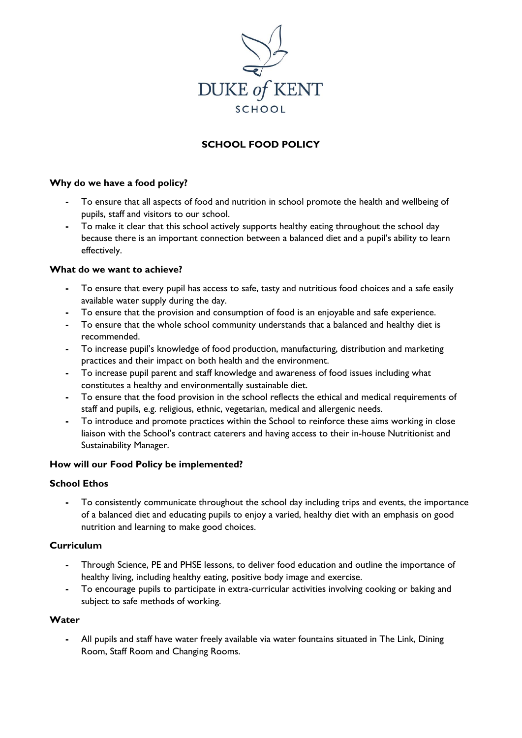DUKE of KENT

SCHOOL

# SCHOOL FOOD POLICY

### Why do we have a food policy?

- To ensure that all aspects of food and nutrition in school promote the health and wellbeing of pupils, staff and visitors to our school.
- To make it clear that this school actively supports healthy eating throughout the school day because there is an important connection between a balanced diet and a pupil's ability to learn effectively.

### What do we want to achieve?

- To ensure that every pupil has access to safe, tasty and nutritious food choices and a safe easily available water supply during the day.
- To ensure that the provision and consumption of food is an enjoyable and safe experience.
- To ensure that the whole school community understands that a balanced and healthy diet is recommended.
- To increase pupil's knowledge of food production, manufacturing, distribution and marketing practices and their impact on both health and the environment.
- To increase pupil parent and staff knowledge and awareness of food issues including what constitutes a healthy and environmentally sustainable diet.
- To ensure that the food provision in the school reflects the ethical and medical requirements of staff and pupils, e.g. religious, ethnic, vegetarian, medical and allergenic needs.
- To introduce and promote practices within the School to reinforce these aims working in close liaison with the School's contract caterers and having access to their in-house Nutritionist and Sustainability Manager.

### How will our Food Policy be implemented?

### School Ethos

- To consistently communicate throughout the school day including trips and events, the importance of a balanced diet and educating pupils to enjoy a varied, healthy diet with an emphasis on good nutrition and learning to make good choices.

### Curriculum

- Through Science, PE and PHSE lessons, to deliver food education and outline the importance of healthy living, including healthy eating, positive body image and exercise.
- To encourage pupils to participate in extra-curricular activities involving cooking or baking and subject to safe methods of working.

### Water

- All pupils and staff have water freely available via water fountains situated in The Link, Dining Room, Staff Room and Changing Rooms.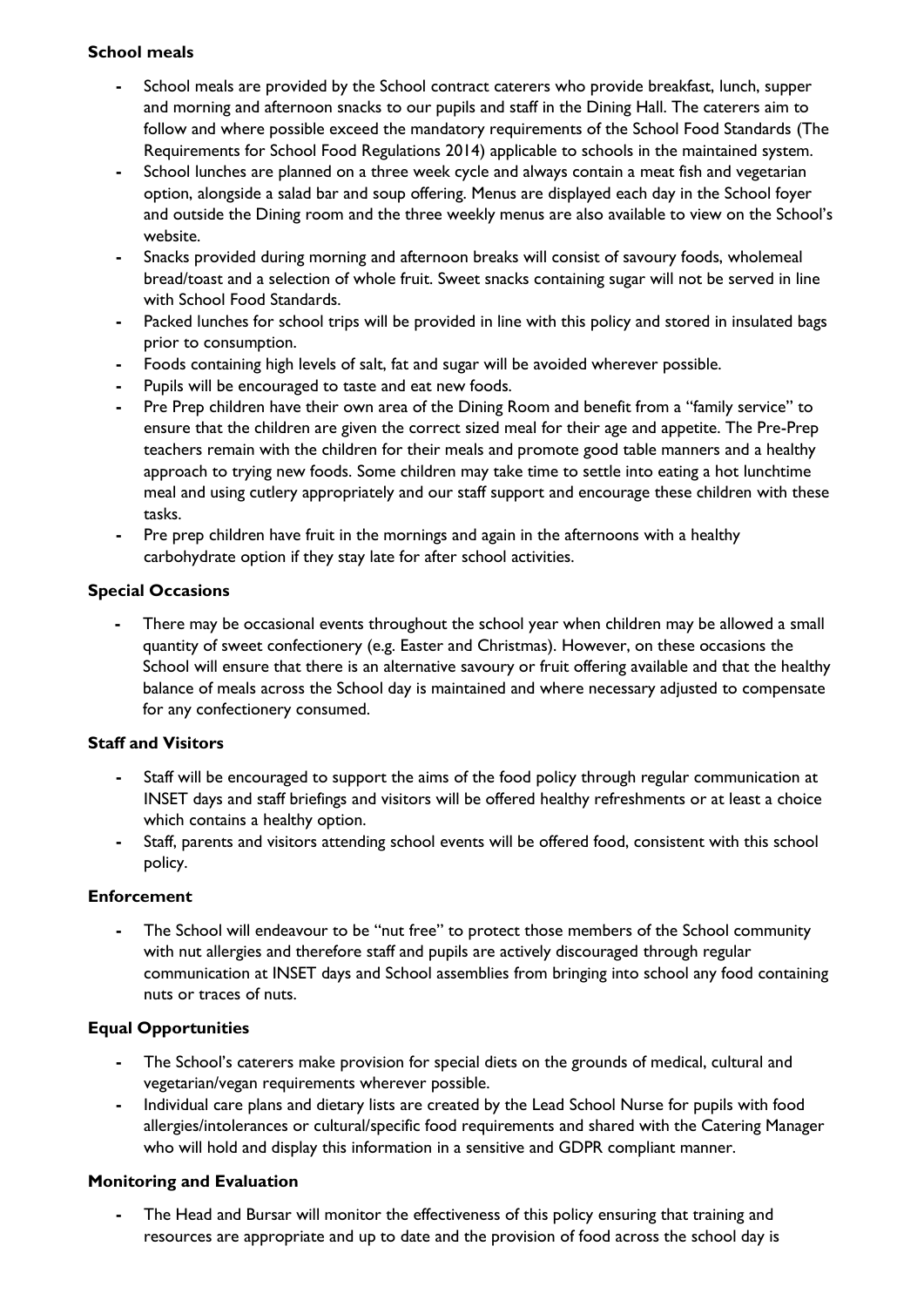### School meals

- School meals are provided by the School contract caterers who provide breakfast, lunch, supper and morning and afternoon snacks to our pupils and staff in the Dining Hall. The caterers aim to follow and where possible exceed the mandatory requirements of the School Food Standards (The Requirements for School Food Regulations 2014) applicable to schools in the maintained system.
- School lunches are planned on a three week cycle and always contain a meat fish and vegetarian option, alongside a salad bar and soup offering. Menus are displayed each day in the School foyer and outside the Dining room and the three weekly menus are also available to view on the School's website.
- Snacks provided during morning and afternoon breaks will consist of savoury foods, wholemeal bread/toast and a selection of whole fruit. Sweet snacks containing sugar will not be served in line with School Food Standards.
- Packed lunches for school trips will be provided in line with this policy and stored in insulated bags prior to consumption.
- Foods containing high levels of salt, fat and sugar will be avoided wherever possible.
- Pupils will be encouraged to taste and eat new foods.
- Pre Prep children have their own area of the Dining Room and benefit from a "family service" to ensure that the children are given the correct sized meal for their age and appetite. The Pre-Prep teachers remain with the children for their meals and promote good table manners and a healthy approach to trying new foods. Some children may take time to settle into eating a hot lunchtime meal and using cutlery appropriately and our staff support and encourage these children with these tasks.
- Pre prep children have fruit in the mornings and again in the afternoons with a healthy carbohydrate option if they stay late for after school activities.

### Special Occasions

- There may be occasional events throughout the school year when children may be allowed a small quantity of sweet confectionery (e.g. Easter and Christmas). However, on these occasions the School will ensure that there is an alternative savoury or fruit offering available and that the healthy balance of meals across the School day is maintained and where necessary adjusted to compensate for any confectionery consumed.

### Staff and Visitors

- Staff will be encouraged to support the aims of the food policy through regular communication at INSET days and staff briefings and visitors will be offered healthy refreshments or at least a choice which contains a healthy option.
- Staff, parents and visitors attending school events will be offered food, consistent with this school policy.

### Enforcement

- The School will endeavour to be "nut free" to protect those members of the School community with nut allergies and therefore staff and pupils are actively discouraged through regular communication at INSET days and School assemblies from bringing into school any food containing nuts or traces of nuts.

### Equal Opportunities

- The School's caterers make provision for special diets on the grounds of medical, cultural and vegetarian/vegan requirements wherever possible.
- Individual care plans and dietary lists are created by the Lead School Nurse for pupils with food allergies/intolerances or cultural/specific food requirements and shared with the Catering Manager who will hold and display this information in a sensitive and GDPR compliant manner.

### Monitoring and Evaluation

- The Head and Bursar will monitor the effectiveness of this policy ensuring that training and resources are appropriate and up to date and the provision of food across the school day is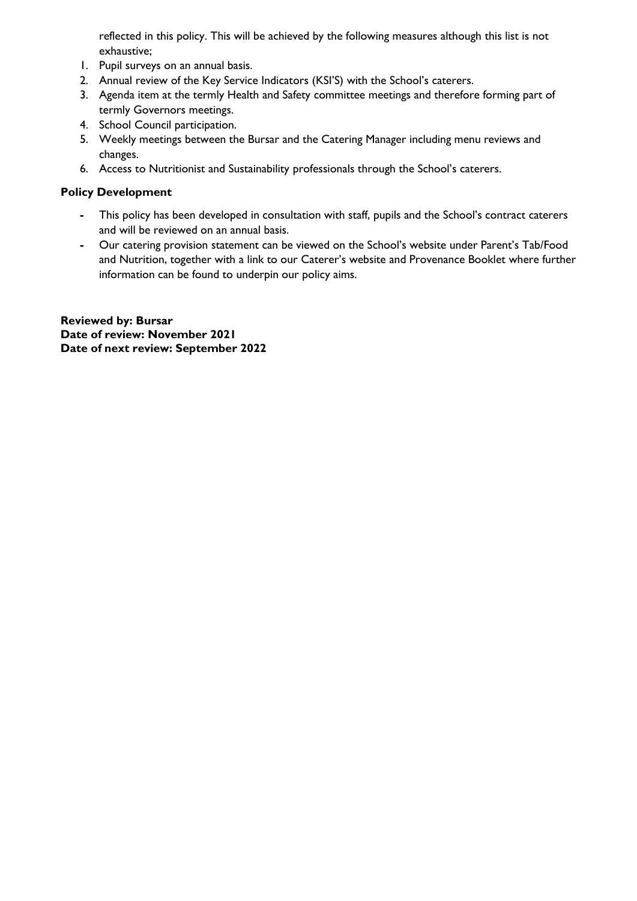reflected in this policy. This will be achieved by the following measures although this list is not exhaustive;

1. Pupil surveys on an annual basis.
2. Annual review of the Key Service Indicators (KSI'S) with the School's caterers.
3. Agenda item at the termly Health and Safety committee meetings and therefore forming part of termly Governors meetings.
4. School Council participation.
5. Weekly meetings between the Bursar and the Catering Manager including menu reviews and changes.
6. Access to Nutritionist and Sustainability professionals through the School's caterers.

**Policy Development**

- This policy has been developed in consultation with staff, pupils and the School's contract caterers and will be reviewed on an annual basis.
- Our catering provision statement can be viewed on the School's website under Parent's Tab/Food and Nutrition, together with a link to our Caterer's website and Provenance Booklet where further information can be found to underpin our policy aims.

**Reviewed by: Bursar**
**Date of review: November 2021**
**Date of next review: September 2022**